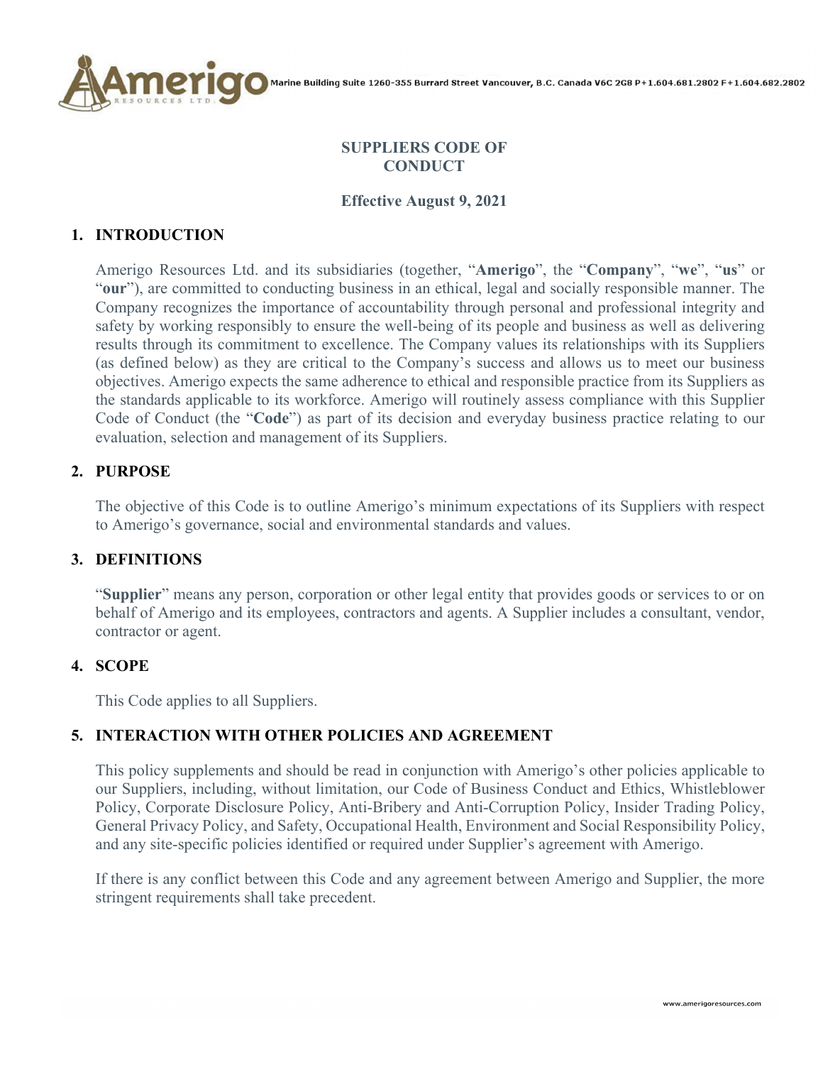# SUPPLIERS CODE OF CONDUCT

**Effective August 9, 2021**

## 1. INTRODUCTION

Amerigo Resources Ltd. and its subsidiaries (together, "**Amerigo**", the "**Company**", "**we**", "**us**" or "**our**"), are committed to conducting business in an ethical, legal and socially responsible manner. The Company recognizes the importance of accountability through personal and professional integrity and safety by working responsibly to ensure the well-being of its people and business as well as delivering results through its commitment to excellence. The Company values its relationships with its Suppliers (as defined below) as they are critical to the Company's success and allows us to meet our business objectives. Amerigo expects the same adherence to ethical and responsible practice from its Suppliers as the standards applicable to its workforce. Amerigo will routinely assess compliance with this Supplier Code of Conduct (the "**Code**") as part of its decision and everyday business practice relating to our evaluation, selection and management of its Suppliers.

## 2. PURPOSE

The objective of this Code is to outline Amerigo's minimum expectations of its Suppliers with respect to Amerigo's governance, social and environmental standards and values.

## 3. DEFINITIONS

"**Supplier**" means any person, corporation or other legal entity that provides goods or services to or on behalf of Amerigo and its employees, contractors and agents. A Supplier includes a consultant, vendor, contractor or agent.

## 4. SCOPE

This Code applies to all Suppliers.

## 5. INTERACTION WITH OTHER POLICIES AND AGREEMENT

This policy supplements and should be read in conjunction with Amerigo's other policies applicable to our Suppliers, including, without limitation, our Code of Business Conduct and Ethics, Whistleblower Policy, Corporate Disclosure Policy, Anti-Bribery and Anti-Corruption Policy, Insider Trading Policy, General Privacy Policy, and Safety, Occupational Health, Environment and Social Responsibility Policy, and any site-specific policies identified or required under Supplier's agreement with Amerigo.

If there is any conflict between this Code and any agreement between Amerigo and Supplier, the more stringent requirements shall take precedent.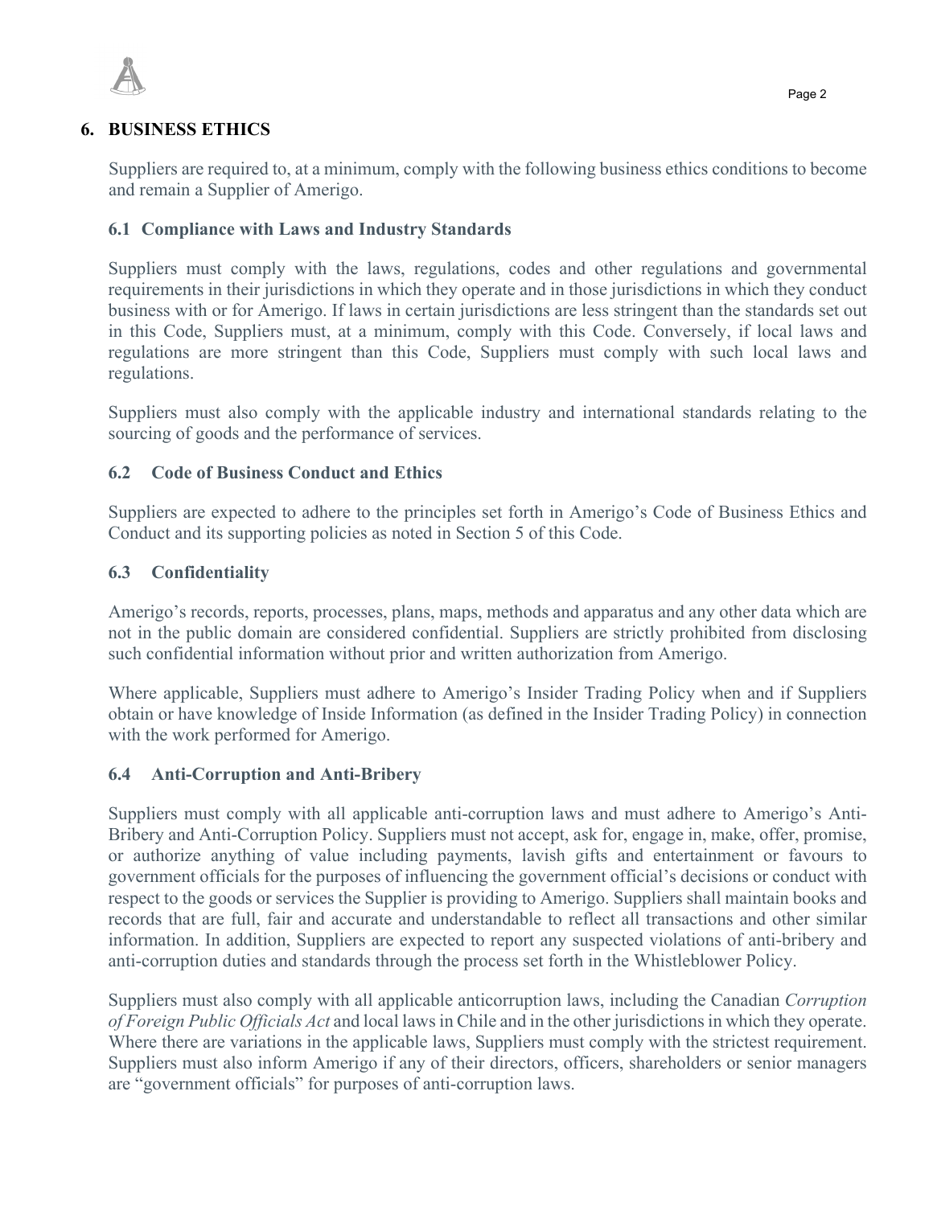## 6. BUSINESS ETHICS

Suppliers are required to, at a minimum, comply with the following business ethics conditions to become and remain a Supplier of Amerigo.

### 6.1 Compliance with Laws and Industry Standards

Suppliers must comply with the laws, regulations, codes and other regulations and governmental requirements in their jurisdictions in which they operate and in those jurisdictions in which they conduct business with or for Amerigo. If laws in certain jurisdictions are less stringent than the standards set out in this Code, Suppliers must, at a minimum, comply with this Code. Conversely, if local laws and regulations are more stringent than this Code, Suppliers must comply with such local laws and regulations.

Suppliers must also comply with the applicable industry and international standards relating to the sourcing of goods and the performance of services.

### 6.2 Code of Business Conduct and Ethics

Suppliers are expected to adhere to the principles set forth in Amerigo's Code of Business Ethics and Conduct and its supporting policies as noted in Section 5 of this Code.

### 6.3 Confidentiality

Amerigo's records, reports, processes, plans, maps, methods and apparatus and any other data which are not in the public domain are considered confidential. Suppliers are strictly prohibited from disclosing such confidential information without prior and written authorization from Amerigo.

Where applicable, Suppliers must adhere to Amerigo's Insider Trading Policy when and if Suppliers obtain or have knowledge of Inside Information (as defined in the Insider Trading Policy) in connection with the work performed for Amerigo.

### 6.4 Anti-Corruption and Anti-Bribery

Suppliers must comply with all applicable anti-corruption laws and must adhere to Amerigo's Anti-Bribery and Anti-Corruption Policy. Suppliers must not accept, ask for, engage in, make, offer, promise, or authorize anything of value including payments, lavish gifts and entertainment or favours to government officials for the purposes of influencing the government official's decisions or conduct with respect to the goods or services the Supplier is providing to Amerigo. Suppliers shall maintain books and records that are full, fair and accurate and understandable to reflect all transactions and other similar information. In addition, Suppliers are expected to report any suspected violations of anti-bribery and anti-corruption duties and standards through the process set forth in the Whistleblower Policy.

Suppliers must also comply with all applicable anticorruption laws, including the Canadian *Corruption of Foreign Public Officials Act* and local laws in Chile and in the other jurisdictions in which they operate. Where there are variations in the applicable laws, Suppliers must comply with the strictest requirement. Suppliers must also inform Amerigo if any of their directors, officers, shareholders or senior managers are "government officials" for purposes of anti-corruption laws.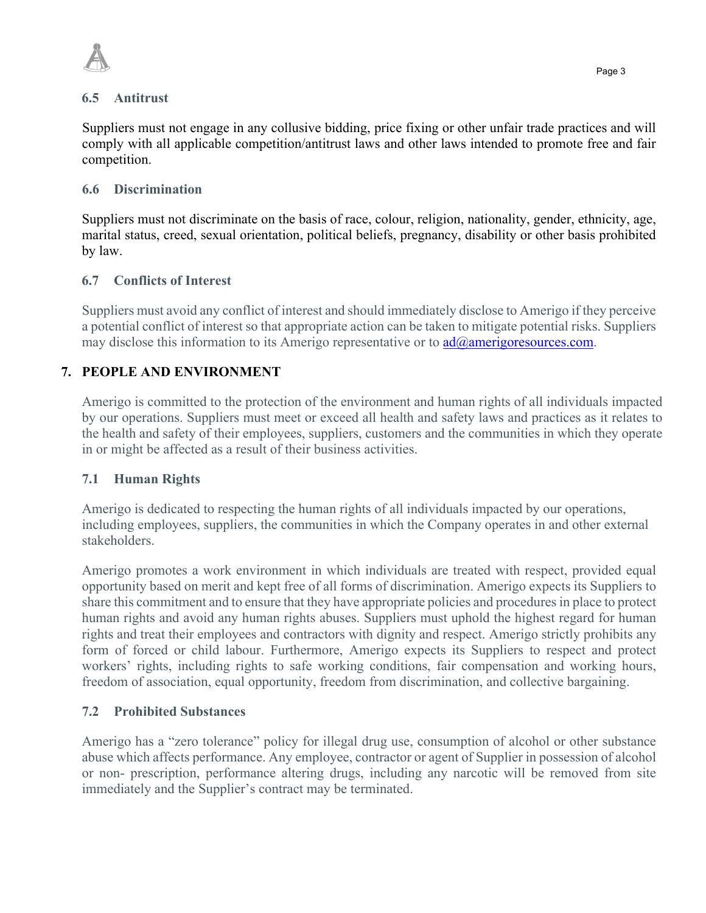### 6.5 Antitrust

Suppliers must not engage in any collusive bidding, price fixing or other unfair trade practices and will comply with all applicable competition/antitrust laws and other laws intended to promote free and fair competition.

### 6.6 Discrimination

Suppliers must not discriminate on the basis of race, colour, religion, nationality, gender, ethnicity, age, marital status, creed, sexual orientation, political beliefs, pregnancy, disability or other basis prohibited by law.

### 6.7 Conflicts of Interest

Suppliers must avoid any conflict of interest and should immediately disclose to Amerigo if they perceive a potential conflict of interest so that appropriate action can be taken to mitigate potential risks. Suppliers may disclose this information to its Amerigo representative or to ad@amerigoresources.com.

## 7. PEOPLE AND ENVIRONMENT

Amerigo is committed to the protection of the environment and human rights of all individuals impacted by our operations. Suppliers must meet or exceed all health and safety laws and practices as it relates to the health and safety of their employees, suppliers, customers and the communities in which they operate in or might be affected as a result of their business activities.

### 7.1 Human Rights

Amerigo is dedicated to respecting the human rights of all individuals impacted by our operations, including employees, suppliers, the communities in which the Company operates in and other external stakeholders.

Amerigo promotes a work environment in which individuals are treated with respect, provided equal opportunity based on merit and kept free of all forms of discrimination. Amerigo expects its Suppliers to share this commitment and to ensure that they have appropriate policies and procedures in place to protect human rights and avoid any human rights abuses. Suppliers must uphold the highest regard for human rights and treat their employees and contractors with dignity and respect. Amerigo strictly prohibits any form of forced or child labour. Furthermore, Amerigo expects its Suppliers to respect and protect workers' rights, including rights to safe working conditions, fair compensation and working hours, freedom of association, equal opportunity, freedom from discrimination, and collective bargaining.

### 7.2 Prohibited Substances

Amerigo has a "zero tolerance" policy for illegal drug use, consumption of alcohol or other substance abuse which affects performance. Any employee, contractor or agent of Supplier in possession of alcohol or non- prescription, performance altering drugs, including any narcotic will be removed from site immediately and the Supplier's contract may be terminated.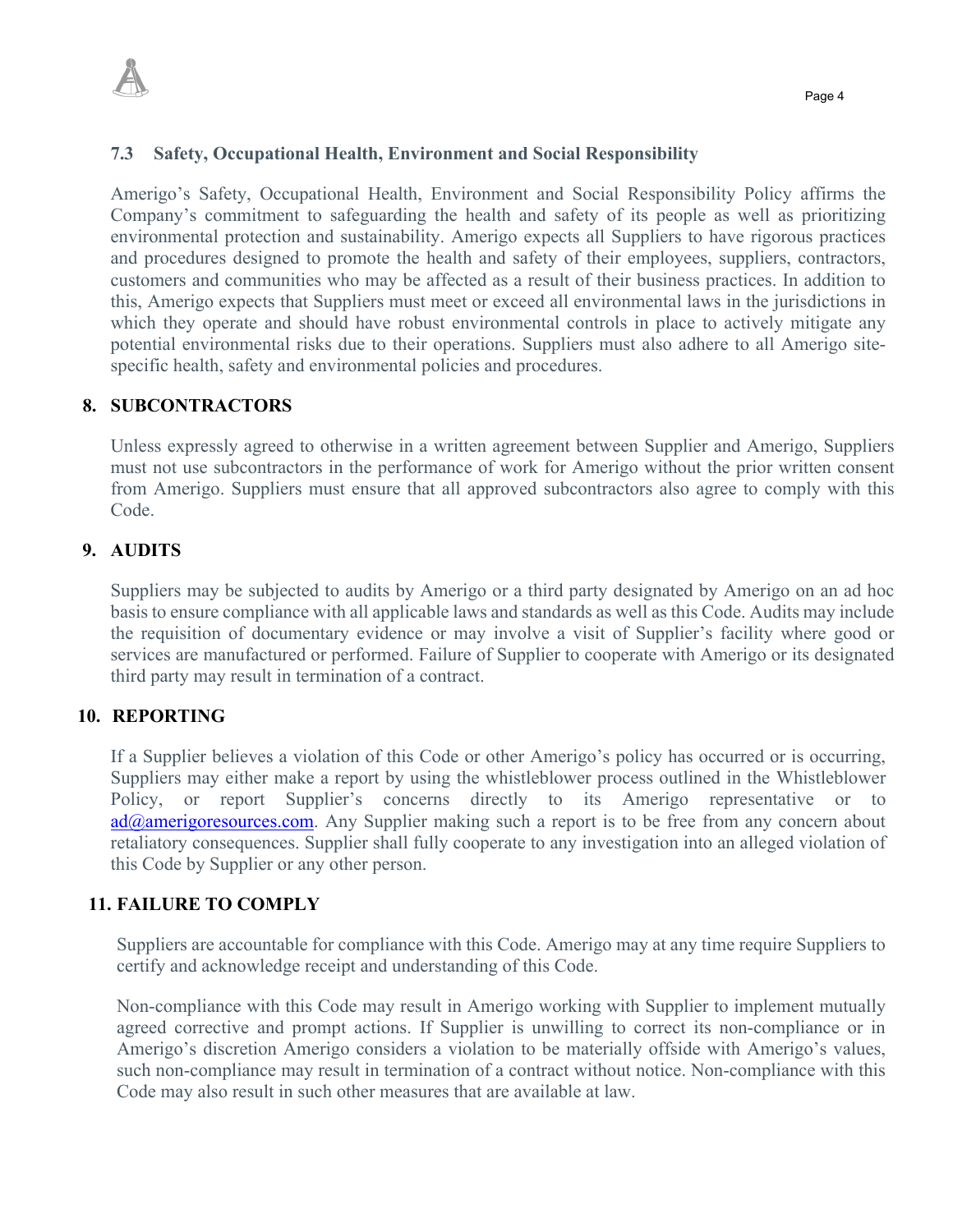### 7.3 Safety, Occupational Health, Environment and Social Responsibility

Amerigo's Safety, Occupational Health, Environment and Social Responsibility Policy affirms the Company's commitment to safeguarding the health and safety of its people as well as prioritizing environmental protection and sustainability. Amerigo expects all Suppliers to have rigorous practices and procedures designed to promote the health and safety of their employees, suppliers, contractors, customers and communities who may be affected as a result of their business practices. In addition to this, Amerigo expects that Suppliers must meet or exceed all environmental laws in the jurisdictions in which they operate and should have robust environmental controls in place to actively mitigate any potential environmental risks due to their operations. Suppliers must also adhere to all Amerigo site-specific health, safety and environmental policies and procedures.

## 8. SUBCONTRACTORS

Unless expressly agreed to otherwise in a written agreement between Supplier and Amerigo, Suppliers must not use subcontractors in the performance of work for Amerigo without the prior written consent from Amerigo. Suppliers must ensure that all approved subcontractors also agree to comply with this Code.

## 9. AUDITS

Suppliers may be subjected to audits by Amerigo or a third party designated by Amerigo on an ad hoc basis to ensure compliance with all applicable laws and standards as well as this Code. Audits may include the requisition of documentary evidence or may involve a visit of Supplier's facility where good or services are manufactured or performed. Failure of Supplier to cooperate with Amerigo or its designated third party may result in termination of a contract.

## 10. REPORTING

If a Supplier believes a violation of this Code or other Amerigo's policy has occurred or is occurring, Suppliers may either make a report by using the whistleblower process outlined in the Whistleblower Policy, or report Supplier's concerns directly to its Amerigo representative or to ad@amerigoresources.com. Any Supplier making such a report is to be free from any concern about retaliatory consequences. Supplier shall fully cooperate to any investigation into an alleged violation of this Code by Supplier or any other person.

## 11. FAILURE TO COMPLY

Suppliers are accountable for compliance with this Code. Amerigo may at any time require Suppliers to certify and acknowledge receipt and understanding of this Code.

Non-compliance with this Code may result in Amerigo working with Supplier to implement mutually agreed corrective and prompt actions. If Supplier is unwilling to correct its non-compliance or in Amerigo's discretion Amerigo considers a violation to be materially offside with Amerigo's values, such non-compliance may result in termination of a contract without notice. Non-compliance with this Code may also result in such other measures that are available at law.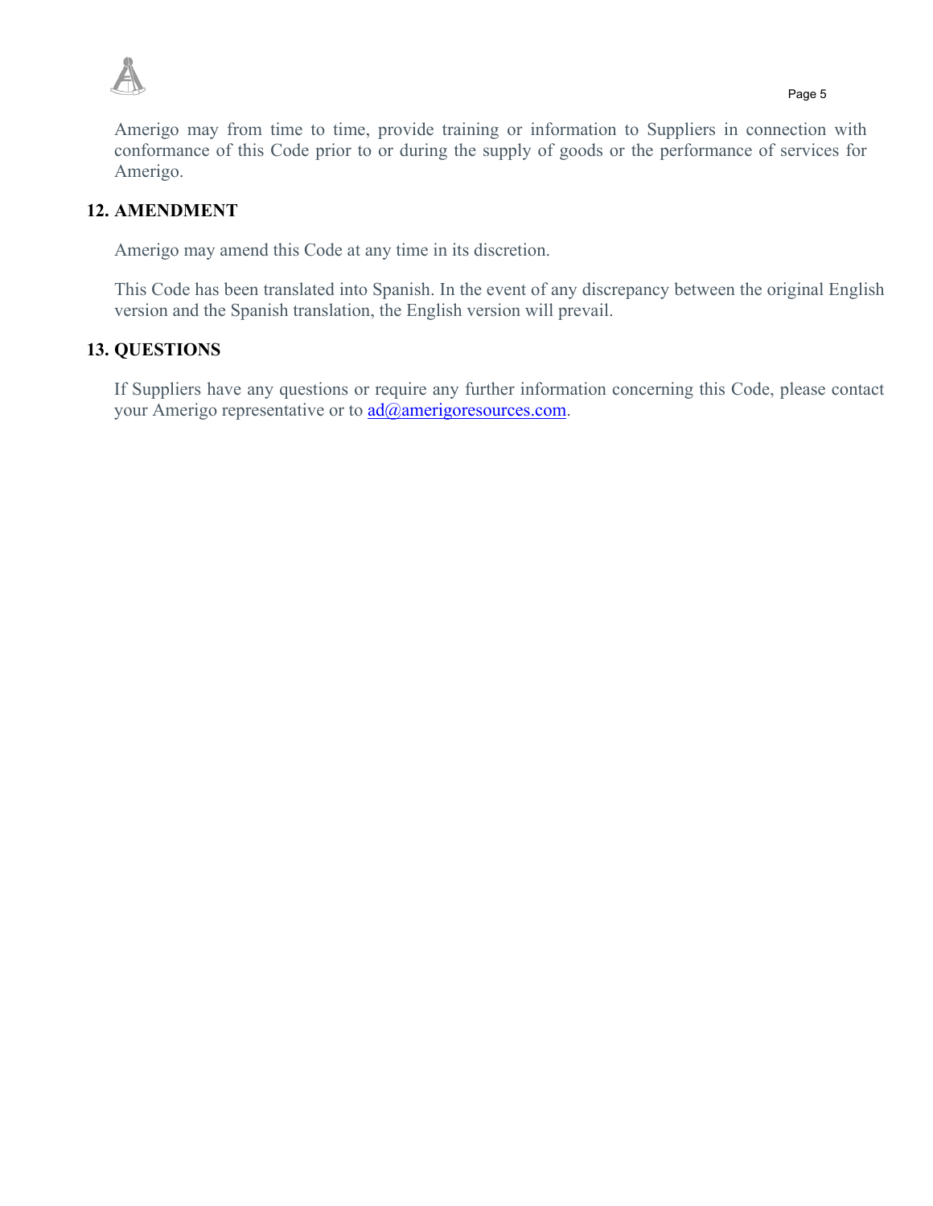Amerigo may from time to time, provide training or information to Suppliers in connection with conformance of this Code prior to or during the supply of goods or the performance of services for Amerigo.

## 12. AMENDMENT

Amerigo may amend this Code at any time in its discretion.

This Code has been translated into Spanish. In the event of any discrepancy between the original English version and the Spanish translation, the English version will prevail.

## 13. QUESTIONS

If Suppliers have any questions or require any further information concerning this Code, please contact your Amerigo representative or to [ad@amerigoresources.com](mailto:ad@amerigoresources.com).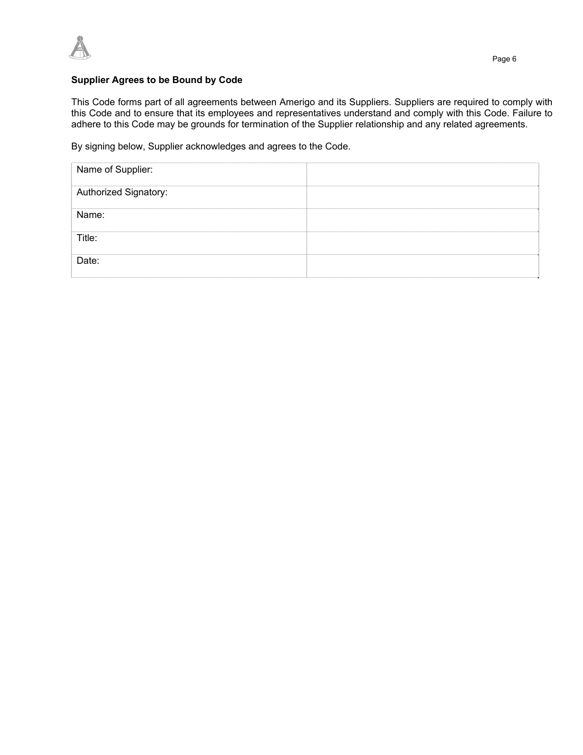**Supplier Agrees to be Bound by Code**

This Code forms part of all agreements between Amerigo and its Suppliers. Suppliers are required to comply with this Code and to ensure that its employees and representatives understand and comply with this Code. Failure to adhere to this Code may be grounds for termination of the Supplier relationship and any related agreements.

By signing below, Supplier acknowledges and agrees to the Code.

| | |
|---|---|
| Name of Supplier: | |
| Authorized Signatory: | |
| Name: | |
| Title: | |
| Date: | |